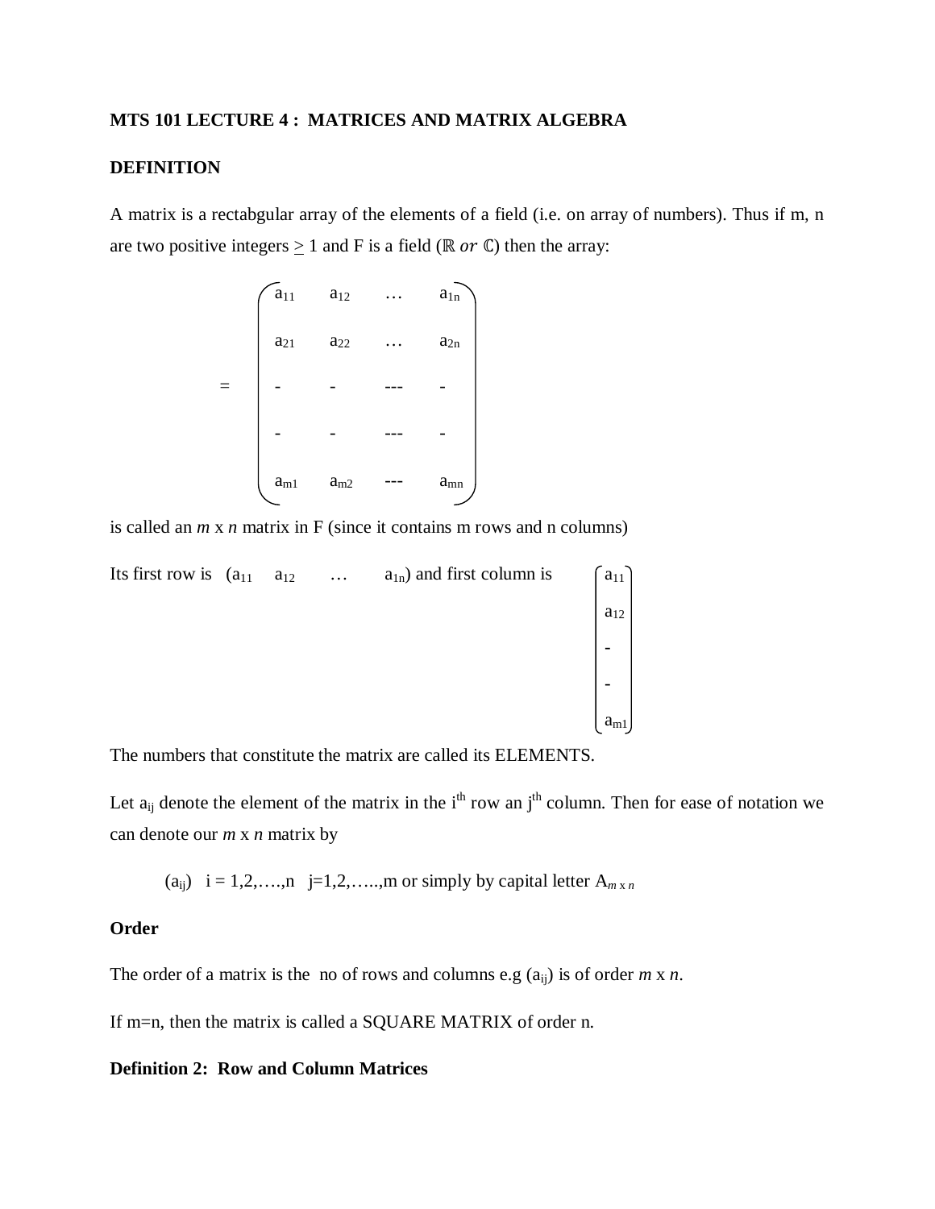**MTS 101 LECTURE 4 : MATRICES AND MATRIX ALGEBRA**

**DEFINITION**

A matrix is a rectabgular array of the elements of a field (i.e. on array of numbers). Thus if m, n are two positive integers $\geq$ 1 and F is a field ($\mathbb{R}$ *or* $\mathbb{C}$) then the array:

$$= \begin{pmatrix} a_{11} & a_{12} & \ldots & a_{1n} \\ a_{21} & a_{22} & \ldots & a_{2n} \\ - & - & --- & - \\ - & - & --- & - \\ a_{m1} & a_{m2} & --- & a_{mn} \end{pmatrix}$$

is called an *m* x *n* matrix in F (since it contains m rows and n columns)

Its first row is $(a_{11} \quad a_{12} \quad \ldots \quad a_{1n})$ and first column is $\begin{bmatrix} a_{11} \\ a_{12} \\ - \\ - \\ a_{m1} \end{bmatrix}$

The numbers that constitute the matrix are called its ELEMENTS.

Let $a_{ij}$ denote the element of the matrix in the $i^{th}$ row an $j^{th}$ column. Then for ease of notation we can denote our *m* x *n* matrix by

$(a_{ij})$ i = 1,2,….,n j=1,2,…..,m or simply by capital letter $A_{m \times n}$

**Order**

The order of a matrix is the no of rows and columns e.g $(a_{ij})$ is of order *m* x *n*.

If m=n, then the matrix is called a SQUARE MATRIX of order n.

**Definition 2: Row and Column Matrices**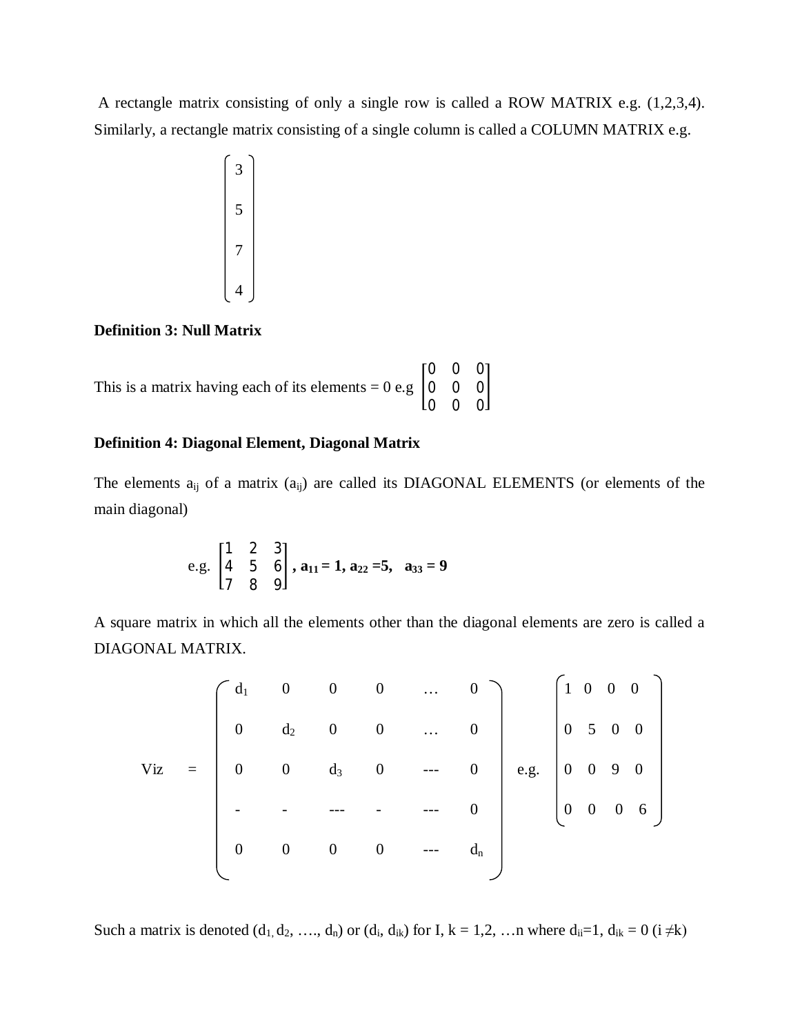A rectangle matrix consisting of only a single row is called a ROW MATRIX e.g. (1,2,3,4). Similarly, a rectangle matrix consisting of a single column is called a COLUMN MATRIX e.g.

$$\begin{pmatrix} 3 \\ 5 \\ 7 \\ 4 \end{pmatrix}$$

**Definition 3: Null Matrix**

This is a matrix having each of its elements = 0 e.g $\begin{bmatrix} 0 & 0 & 0 \\ 0 & 0 & 0 \\ 0 & 0 & 0 \end{bmatrix}$

**Definition 4: Diagonal Element, Diagonal Matrix**

The elements $a_{ij}$ of a matrix $(a_{ij})$ are called its DIAGONAL ELEMENTS (or elements of the main diagonal)

e.g. $\begin{bmatrix} 1 & 2 & 3 \\ 4 & 5 & 6 \\ 7 & 8 & 9 \end{bmatrix}$, $\mathbf{a_{11} = 1, a_{22} = 5, \quad a_{33} = 9}$

A square matrix in which all the elements other than the diagonal elements are zero is called a DIAGONAL MATRIX.

$$\text{Viz} = \begin{pmatrix} d_1 & 0 & 0 & 0 & \dots & 0 \\ 0 & d_2 & 0 & 0 & \dots & 0 \\ 0 & 0 & d_3 & 0 & --- & 0 \\ - & - & --- & - & --- & 0 \\ 0 & 0 & 0 & 0 & --- & d_n \end{pmatrix} \quad \text{e.g.} \begin{pmatrix} 1 & 0 & 0 & 0 \\ 0 & 5 & 0 & 0 \\ 0 & 0 & 9 & 0 \\ 0 & 0 & 0 & 6 \end{pmatrix}$$

Such a matrix is denoted $(d_1, d_2, \dots, d_n)$ or $(d_i, d_{ik})$ for I, k = 1,2, …n where $d_{ii}=1$, $d_{ik} = 0$ $(i \neq k)$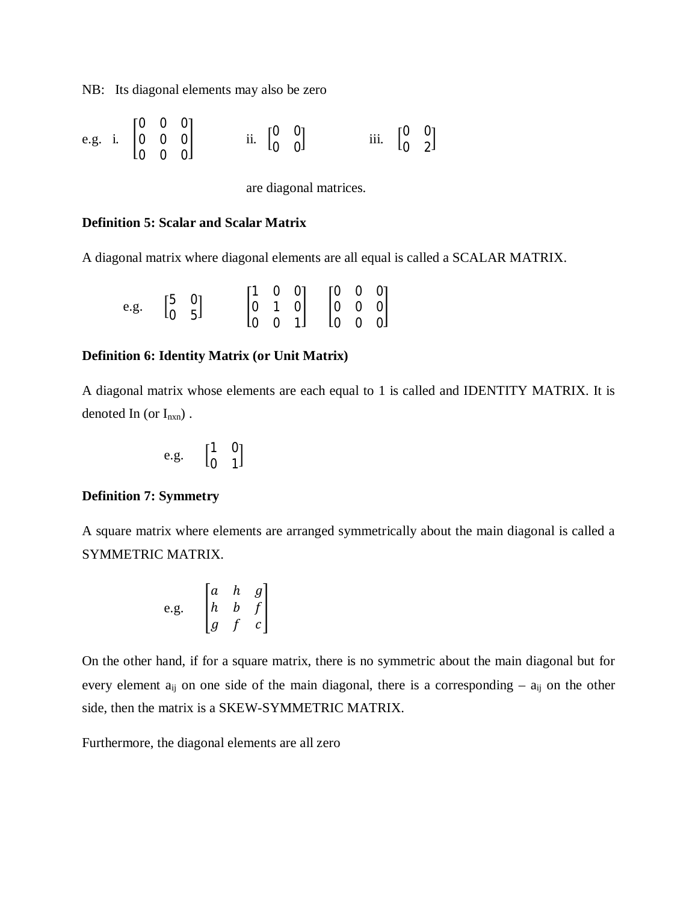NB: Its diagonal elements may also be zero

e.g. i. $\begin{bmatrix} 0 & 0 & 0 \\ 0 & 0 & 0 \\ 0 & 0 & 0 \end{bmatrix}$ ii. $\begin{bmatrix} 0 & 0 \\ 0 & 0 \end{bmatrix}$ iii. $\begin{bmatrix} 0 & 0 \\ 0 & 2 \end{bmatrix}$

are diagonal matrices.

**Definition 5: Scalar and Scalar Matrix**

A diagonal matrix where diagonal elements are all equal is called a SCALAR MATRIX.

e.g. $\begin{bmatrix} 5 & 0 \\ 0 & 5 \end{bmatrix}$ $\begin{bmatrix} 1 & 0 & 0 \\ 0 & 1 & 0 \\ 0 & 0 & 1 \end{bmatrix}$ $\begin{bmatrix} 0 & 0 & 0 \\ 0 & 0 & 0 \\ 0 & 0 & 0 \end{bmatrix}$

**Definition 6: Identity Matrix (or Unit Matrix)**

A diagonal matrix whose elements are each equal to 1 is called and IDENTITY MATRIX. It is denoted In (or $I_{nxn}$) .

e.g. $\begin{bmatrix} 1 & 0 \\ 0 & 1 \end{bmatrix}$

**Definition 7: Symmetry**

A square matrix where elements are arranged symmetrically about the main diagonal is called a SYMMETRIC MATRIX.

e.g. $\begin{bmatrix} a & h & g \\ h & b & f \\ g & f & c \end{bmatrix}$

On the other hand, if for a square matrix, there is no symmetric about the main diagonal but for every element $a_{ij}$ on one side of the main diagonal, there is a corresponding $-\ a_{ij}$ on the other side, then the matrix is a SKEW-SYMMETRIC MATRIX.

Furthermore, the diagonal elements are all zero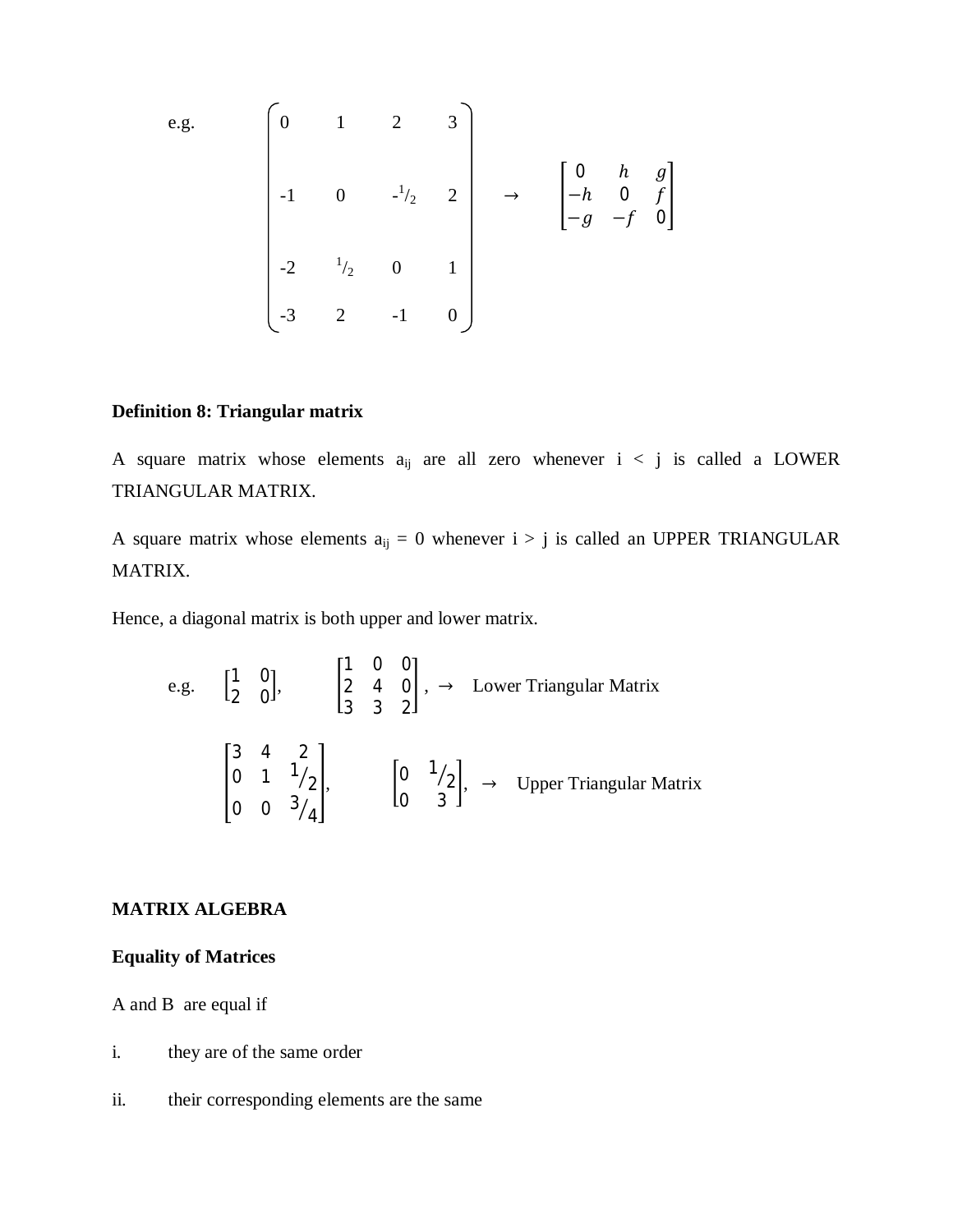e.g.

$$\begin{pmatrix} 0 & 1 & 2 & 3 \\ -1 & 0 & -\frac{1}{2} & 2 \\ -2 & \frac{1}{2} & 0 & 1 \\ -3 & 2 & -1 & 0 \end{pmatrix} \rightarrow \begin{bmatrix} 0 & h & g \\ -h & 0 & f \\ -g & -f & 0 \end{bmatrix}$$

**Definition 8: Triangular matrix**

A square matrix whose elements $a_{ij}$ are all zero whenever $i < j$ is called a LOWER TRIANGULAR MATRIX.

A square matrix whose elements $a_{ij} = 0$ whenever $i > j$ is called an UPPER TRIANGULAR MATRIX.

Hence, a diagonal matrix is both upper and lower matrix.

e.g. $\begin{bmatrix} 1 & 0 \\ 2 & 0 \end{bmatrix}$, $\begin{bmatrix} 1 & 0 & 0 \\ 2 & 4 & 0 \\ 3 & 3 & 2 \end{bmatrix}$, $\rightarrow$ Lower Triangular Matrix

$\begin{bmatrix} 3 & 4 & 2 \\ 0 & 1 & \frac{1}{2} \\ 0 & 0 & \frac{3}{4} \end{bmatrix}$, $\begin{bmatrix} 0 & \frac{1}{2} \\ 0 & 3 \end{bmatrix}$, $\rightarrow$ Upper Triangular Matrix

**MATRIX ALGEBRA**

**Equality of Matrices**

A and B are equal if

i. they are of the same order

ii. their corresponding elements are the same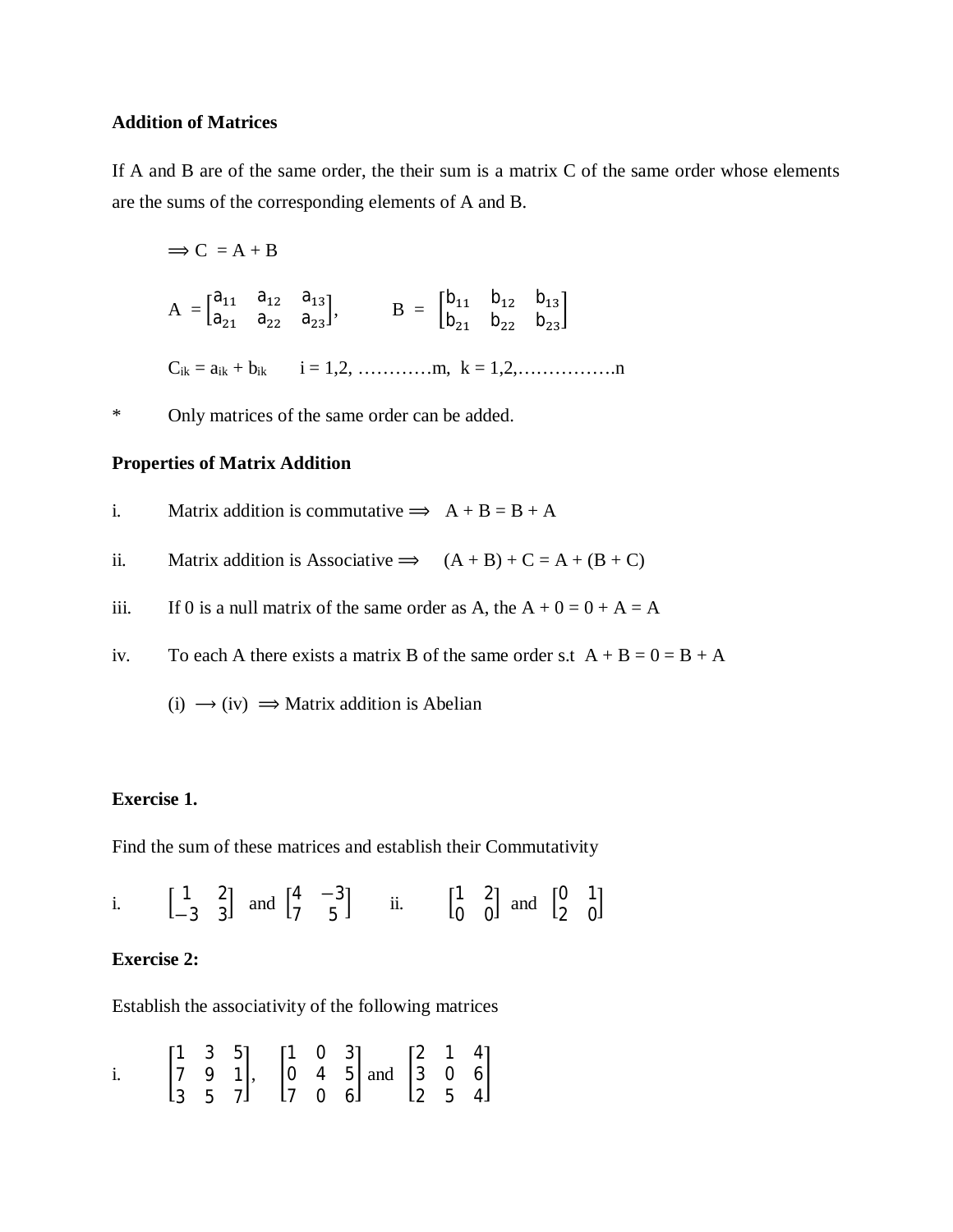**Addition of Matrices**

If A and B are of the same order, the their sum is a matrix C of the same order whose elements are the sums of the corresponding elements of A and B.

$\Longrightarrow$ C = A + B

$$A = \begin{bmatrix} a_{11} & a_{12} & a_{13} \\ a_{21} & a_{22} & a_{23} \end{bmatrix}, \qquad B = \begin{bmatrix} b_{11} & b_{12} & b_{13} \\ b_{21} & b_{22} & b_{23} \end{bmatrix}$$

$C_{ik} = a_{ik} + b_{ik} \qquad i = 1,2, \ldots\ldots\ldots\ldots m, \; k = 1,2, \ldots\ldots\ldots\ldots\ldots n$

* Only matrices of the same order can be added.

**Properties of Matrix Addition**

i. Matrix addition is commutative $\Longrightarrow$ A + B = B + A

ii. Matrix addition is Associative $\Longrightarrow$ (A + B) + C = A + (B + C)

iii. If 0 is a null matrix of the same order as A, the A + 0 = 0 + A = A

iv. To each A there exists a matrix B of the same order s.t A + B = 0 = B + A

(i) $\longrightarrow$ (iv) $\Longrightarrow$ Matrix addition is Abelian

**Exercise 1.**

Find the sum of these matrices and establish their Commutativity

i. $\begin{bmatrix} 1 & 2 \\ -3 & 3 \end{bmatrix}$ and $\begin{bmatrix} 4 & -3 \\ 7 & 5 \end{bmatrix}$ ii. $\begin{bmatrix} 1 & 2 \\ 0 & 0 \end{bmatrix}$ and $\begin{bmatrix} 0 & 1 \\ 2 & 0 \end{bmatrix}$

**Exercise 2:**

Establish the associativity of the following matrices

i. $\begin{bmatrix} 1 & 3 & 5 \\ 7 & 9 & 1 \\ 3 & 5 & 7 \end{bmatrix}$, $\begin{bmatrix} 1 & 0 & 3 \\ 0 & 4 & 5 \\ 7 & 0 & 6 \end{bmatrix}$ and $\begin{bmatrix} 2 & 1 & 4 \\ 3 & 0 & 6 \\ 2 & 5 & 4 \end{bmatrix}$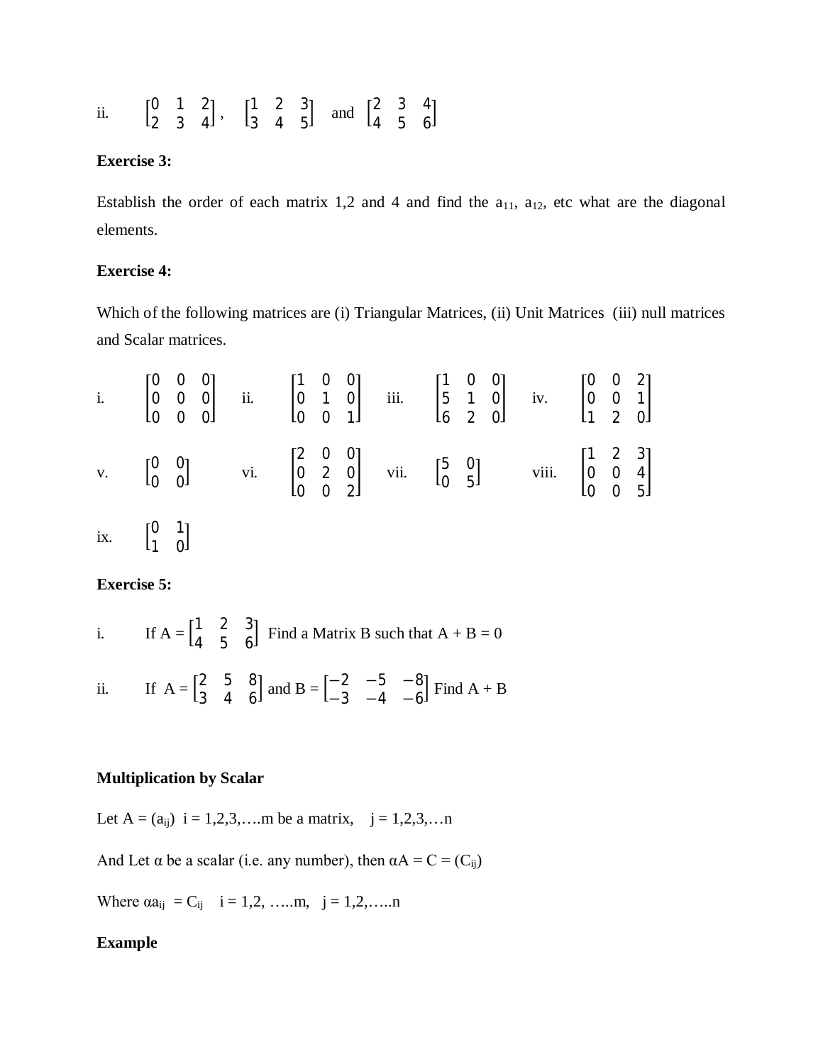ii. $\begin{bmatrix} 0 & 1 & 2 \\ 2 & 3 & 4 \end{bmatrix}$, $\begin{bmatrix} 1 & 2 & 3 \\ 3 & 4 & 5 \end{bmatrix}$ and $\begin{bmatrix} 2 & 3 & 4 \\ 4 & 5 & 6 \end{bmatrix}$

**Exercise 3:**

Establish the order of each matrix 1,2 and 4 and find the $a_{11}$, $a_{12}$, etc what are the diagonal elements.

**Exercise 4:**

Which of the following matrices are (i) Triangular Matrices, (ii) Unit Matrices (iii) null matrices and Scalar matrices.

i. $\begin{bmatrix} 0 & 0 & 0 \\ 0 & 0 & 0 \\ 0 & 0 & 0 \end{bmatrix}$ ii. $\begin{bmatrix} 1 & 0 & 0 \\ 0 & 1 & 0 \\ 0 & 0 & 1 \end{bmatrix}$ iii. $\begin{bmatrix} 1 & 0 & 0 \\ 5 & 1 & 0 \\ 6 & 2 & 0 \end{bmatrix}$ iv. $\begin{bmatrix} 0 & 0 & 2 \\ 0 & 0 & 1 \\ 1 & 2 & 0 \end{bmatrix}$

v. $\begin{bmatrix} 0 & 0 \\ 0 & 0 \end{bmatrix}$ vi. $\begin{bmatrix} 2 & 0 & 0 \\ 0 & 2 & 0 \\ 0 & 0 & 2 \end{bmatrix}$ vii. $\begin{bmatrix} 5 & 0 \\ 0 & 5 \end{bmatrix}$ viii. $\begin{bmatrix} 1 & 2 & 3 \\ 0 & 0 & 4 \\ 0 & 0 & 5 \end{bmatrix}$

ix. $\begin{bmatrix} 0 & 1 \\ 1 & 0 \end{bmatrix}$

**Exercise 5:**

i. If A = $\begin{bmatrix} 1 & 2 & 3 \\ 4 & 5 & 6 \end{bmatrix}$ Find a Matrix B such that A + B = 0

ii. If A = $\begin{bmatrix} 2 & 5 & 8 \\ 3 & 4 & 6 \end{bmatrix}$ and B = $\begin{bmatrix} -2 & -5 & -8 \\ -3 & -4 & -6 \end{bmatrix}$ Find A + B

**Multiplication by Scalar**

Let $A = (a_{ij})$ $i = 1,2,3,\ldots m$ be a matrix, $j = 1,2,3,\ldots n$

And Let $\alpha$ be a scalar (i.e. any number), then $\alpha A = C = (C_{ij})$

Where $\alpha a_{ij} = C_{ij}$ $i = 1,2, \ldots m$, $j = 1,2,\ldots n$

**Example**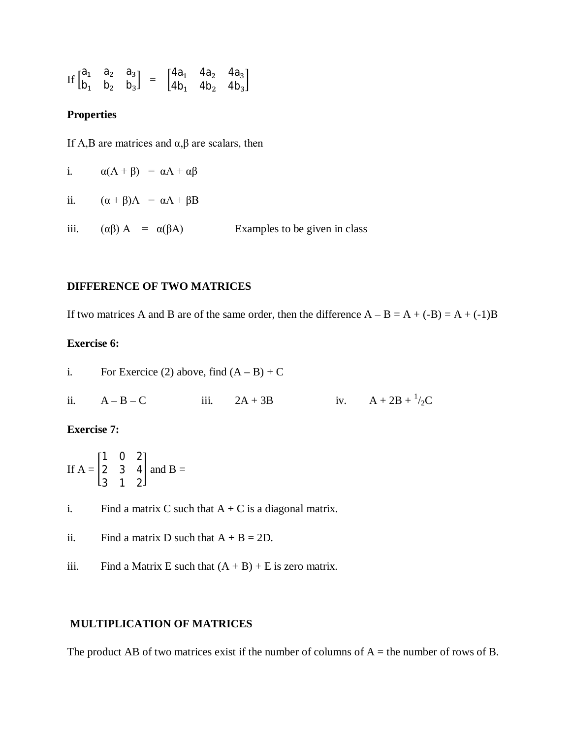If $\begin{bmatrix} a_1 & a_2 & a_3 \\ b_1 & b_2 & b_3 \end{bmatrix} = \begin{bmatrix} 4a_1 & 4a_2 & 4a_3 \\ 4b_1 & 4b_2 & 4b_3 \end{bmatrix}$

**Properties**

If A,B are matrices and $\alpha,\beta$ are scalars, then

i. $\alpha(A + \beta) = \alpha A + \alpha\beta$

ii. $(\alpha + \beta)A = \alpha A + \beta B$

iii. $(\alpha\beta) A = \alpha(\beta A)$ Examples to be given in class

**DIFFERENCE OF TWO MATRICES**

If two matrices A and B are of the same order, then the difference $A – B = A + (-B) = A + (-1)B$

**Exercise 6:**

i. For Exercice (2) above, find $(A – B) + C$

ii. $A – B – C$ iii. $2A + 3B$ iv. $A + 2B + {}^{1}/_{2}C$

**Exercise 7:**

If $A = \begin{bmatrix} 1 & 0 & 2 \\ 2 & 3 & 4 \\ 3 & 1 & 2 \end{bmatrix}$ and B =

i. Find a matrix C such that A + C is a diagonal matrix.

ii. Find a matrix D such that A + B = 2D.

iii. Find a Matrix E such that (A + B) + E is zero matrix.

**MULTIPLICATION OF MATRICES**

The product AB of two matrices exist if the number of columns of A = the number of rows of B.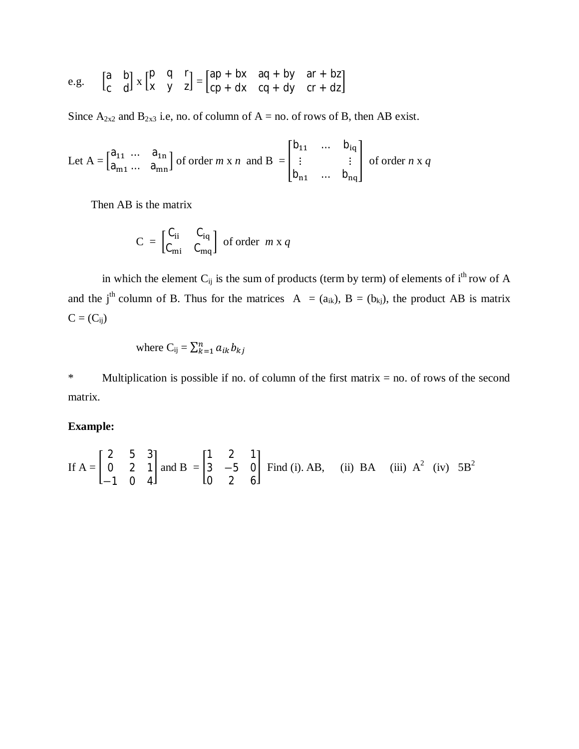e.g. $\begin{bmatrix} a & b \\ c & d \end{bmatrix} \times \begin{bmatrix} p & q & r \\ x & y & z \end{bmatrix} = \begin{bmatrix} ap+bx & aq+by & ar+bz \\ cp+dx & cq+dy & cr+dz \end{bmatrix}$

Since $A_{2x2}$ and $B_{2x3}$ i.e, no. of column of A = no. of rows of B, then AB exist.

Let A = $\begin{bmatrix} a_{11} & \dots & a_{1n} \\ a_{m1} & \dots & a_{mn} \end{bmatrix}$ of order *m* x *n* and B = $\begin{bmatrix} b_{11} & \dots & b_{iq} \\ \vdots & & \vdots \\ b_{n1} & \dots & b_{nq} \end{bmatrix}$ of order *n* x *q*

Then AB is the matrix

$$C = \begin{bmatrix} C_{ii} & C_{iq} \\ C_{mi} & C_{mq} \end{bmatrix} \text{ of order } m \times q$$

in which the element $C_{ij}$ is the sum of products (term by term) of elements of $i^{th}$ row of A and the $j^{th}$ column of B. Thus for the matrices A = $(a_{ik})$, B = $(b_{kj})$, the product AB is matrix C = $(C_{ij})$

where $C_{ij} = \sum_{k=1}^{n} a_{ik} b_{kj}$

* Multiplication is possible if no. of column of the first matrix = no. of rows of the second matrix.

**Example:**

If A = $\begin{bmatrix} 2 & 5 & 3 \\ 0 & 2 & 1 \\ -1 & 0 & 4 \end{bmatrix}$ and B = $\begin{bmatrix} 1 & 2 & 1 \\ 3 & -5 & 0 \\ 0 & 2 & 6 \end{bmatrix}$ Find (i). AB, (ii) BA (iii) $A^2$ (iv) $5B^2$